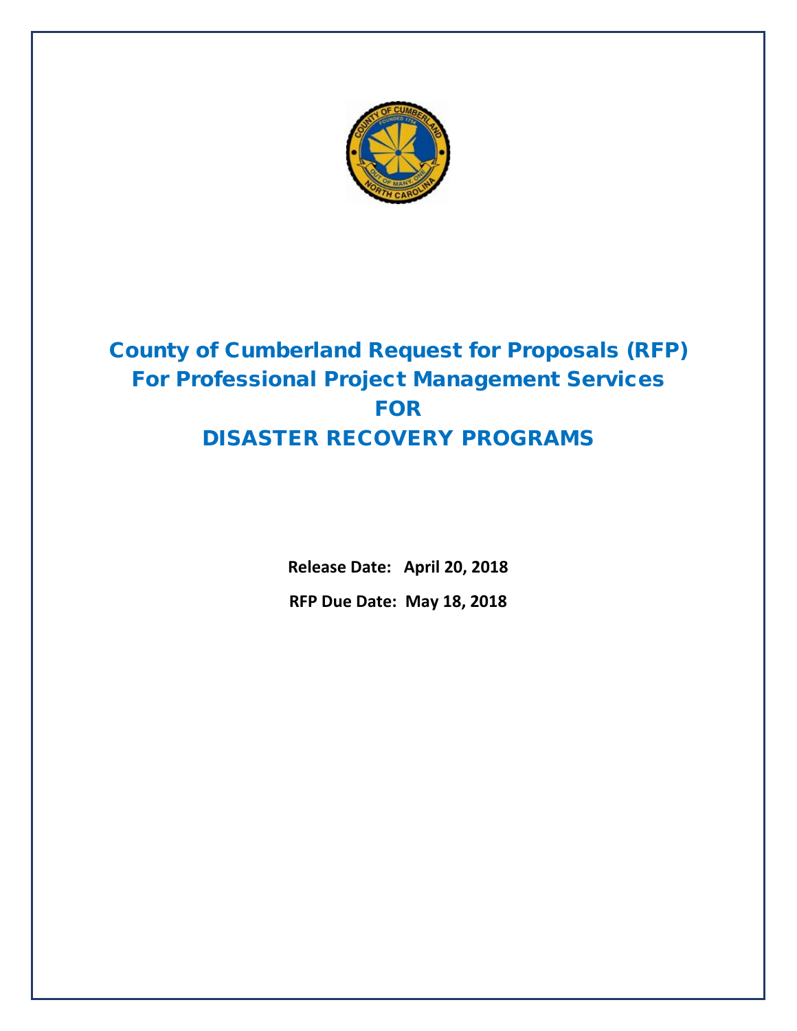# County of Cumberland Request for Proposals (RFP) For Professional Project Management Services FOR DISASTER RECOVERY PROGRAMS

**Release Date: April 20, 2018**

**RFP Due Date: May 18, 2018**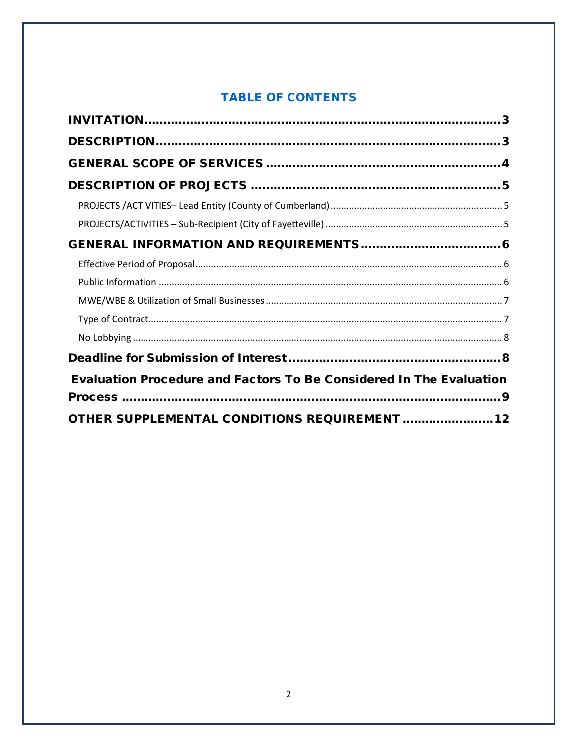## TABLE OF CONTENTS

**INVITATION** .......... 3

**DESCRIPTION** .......... 3

**GENERAL SCOPE OF SERVICES** .......... 4

**DESCRIPTION OF PROJECTS** .......... 5

- PROJECTS /ACTIVITIES– Lead Entity (County of Cumberland) .......... 5
- PROJECTS/ACTIVITIES – Sub-Recipient (City of Fayetteville) .......... 5

**GENERAL INFORMATION AND REQUIREMENTS** .......... 6

- Effective Period of Proposal .......... 6
- Public Information .......... 6
- MWE/WBE & Utilization of Small Businesses .......... 7
- Type of Contract .......... 7
- No Lobbying .......... 8

**Deadline for Submission of Interest** .......... 8

**Evaluation Procedure and Factors To Be Considered In The Evaluation Process** .......... 9

**OTHER SUPPLEMENTAL CONDITIONS REQUIREMENT** .......... 12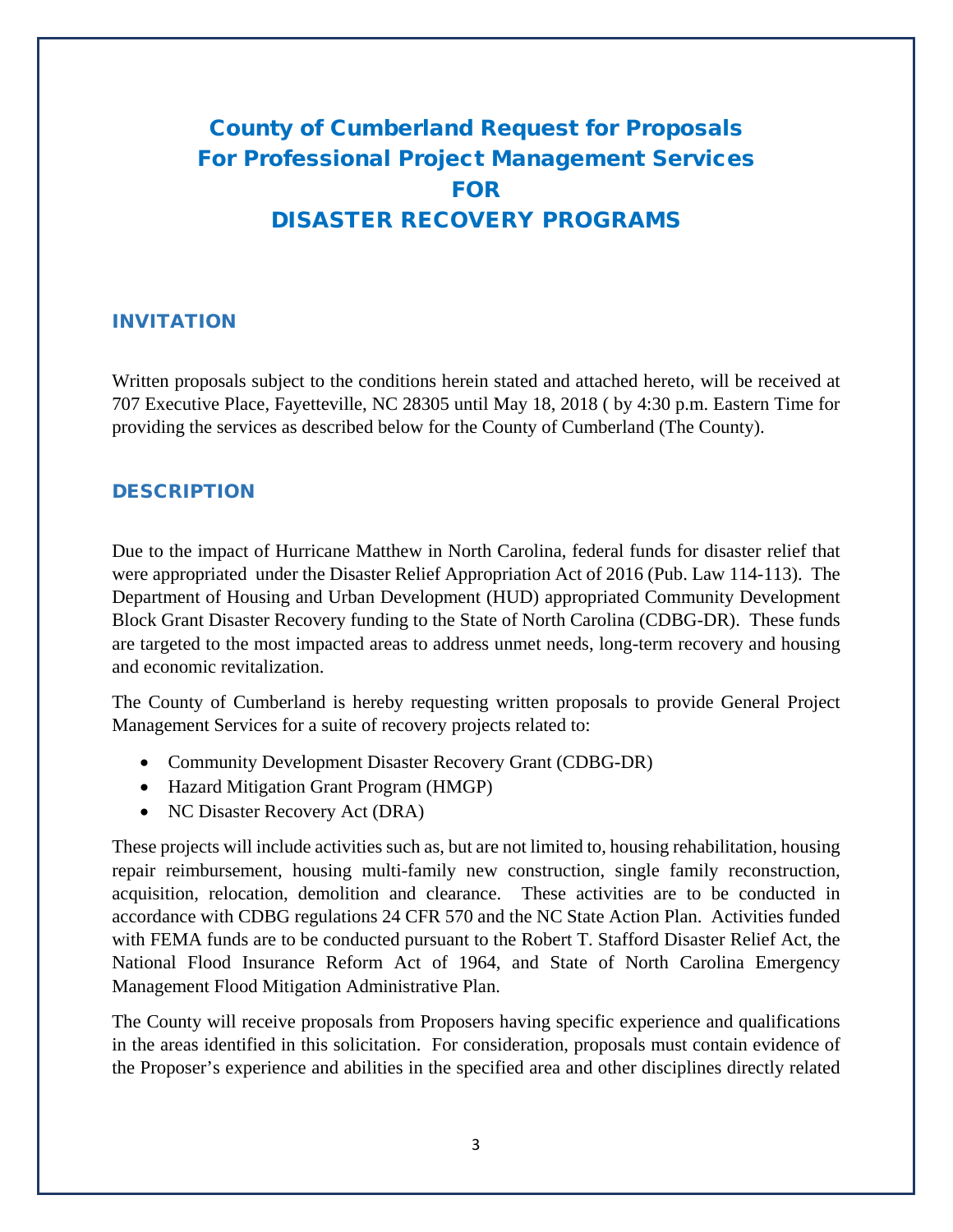# County of Cumberland Request for Proposals For Professional Project Management Services FOR DISASTER RECOVERY PROGRAMS

## INVITATION

Written proposals subject to the conditions herein stated and attached hereto, will be received at 707 Executive Place, Fayetteville, NC 28305 until May 18, 2018 ( by 4:30 p.m. Eastern Time for providing the services as described below for the County of Cumberland (The County).

## DESCRIPTION

Due to the impact of Hurricane Matthew in North Carolina, federal funds for disaster relief that were appropriated under the Disaster Relief Appropriation Act of 2016 (Pub. Law 114-113). The Department of Housing and Urban Development (HUD) appropriated Community Development Block Grant Disaster Recovery funding to the State of North Carolina (CDBG-DR). These funds are targeted to the most impacted areas to address unmet needs, long-term recovery and housing and economic revitalization.

The County of Cumberland is hereby requesting written proposals to provide General Project Management Services for a suite of recovery projects related to:

- Community Development Disaster Recovery Grant (CDBG-DR)
- Hazard Mitigation Grant Program (HMGP)
- NC Disaster Recovery Act (DRA)

These projects will include activities such as, but are not limited to, housing rehabilitation, housing repair reimbursement, housing multi-family new construction, single family reconstruction, acquisition, relocation, demolition and clearance. These activities are to be conducted in accordance with CDBG regulations 24 CFR 570 and the NC State Action Plan. Activities funded with FEMA funds are to be conducted pursuant to the Robert T. Stafford Disaster Relief Act, the National Flood Insurance Reform Act of 1964, and State of North Carolina Emergency Management Flood Mitigation Administrative Plan.

The County will receive proposals from Proposers having specific experience and qualifications in the areas identified in this solicitation. For consideration, proposals must contain evidence of the Proposer's experience and abilities in the specified area and other disciplines directly related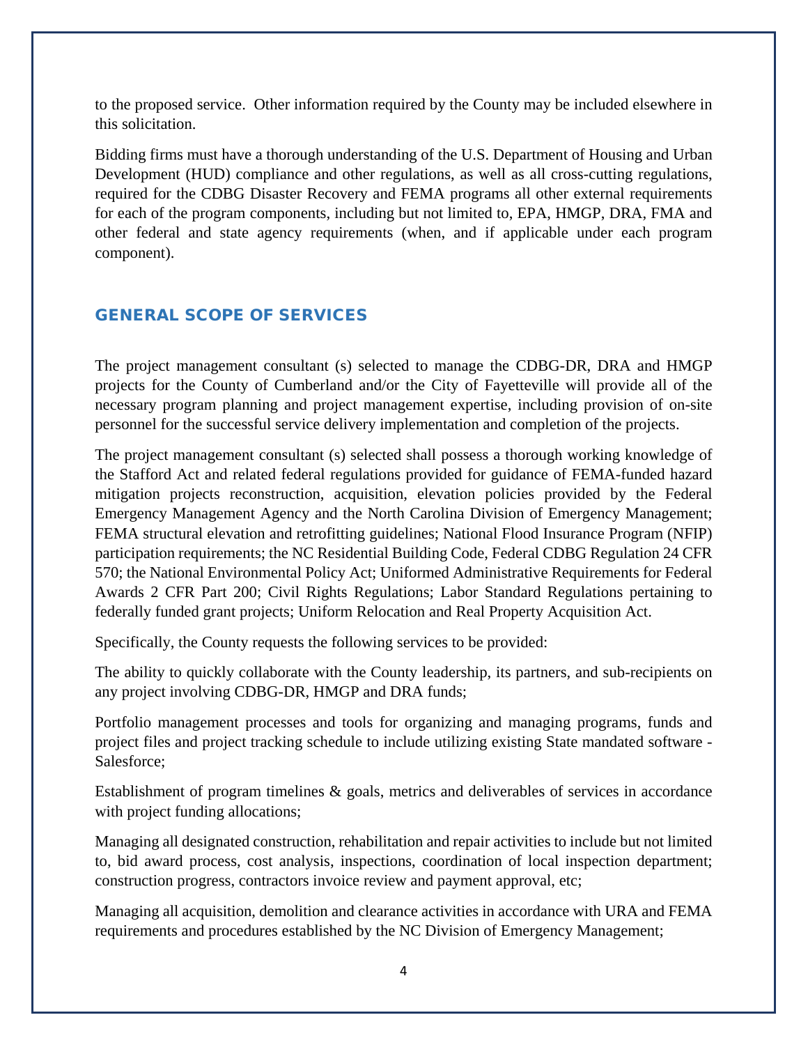to the proposed service. Other information required by the County may be included elsewhere in this solicitation.

Bidding firms must have a thorough understanding of the U.S. Department of Housing and Urban Development (HUD) compliance and other regulations, as well as all cross-cutting regulations, required for the CDBG Disaster Recovery and FEMA programs all other external requirements for each of the program components, including but not limited to, EPA, HMGP, DRA, FMA and other federal and state agency requirements (when, and if applicable under each program component).

## GENERAL SCOPE OF SERVICES

The project management consultant (s) selected to manage the CDBG-DR, DRA and HMGP projects for the County of Cumberland and/or the City of Fayetteville will provide all of the necessary program planning and project management expertise, including provision of on-site personnel for the successful service delivery implementation and completion of the projects.

The project management consultant (s) selected shall possess a thorough working knowledge of the Stafford Act and related federal regulations provided for guidance of FEMA-funded hazard mitigation projects reconstruction, acquisition, elevation policies provided by the Federal Emergency Management Agency and the North Carolina Division of Emergency Management; FEMA structural elevation and retrofitting guidelines; National Flood Insurance Program (NFIP) participation requirements; the NC Residential Building Code, Federal CDBG Regulation 24 CFR 570; the National Environmental Policy Act; Uniformed Administrative Requirements for Federal Awards 2 CFR Part 200; Civil Rights Regulations; Labor Standard Regulations pertaining to federally funded grant projects; Uniform Relocation and Real Property Acquisition Act.

Specifically, the County requests the following services to be provided:

The ability to quickly collaborate with the County leadership, its partners, and sub-recipients on any project involving CDBG-DR, HMGP and DRA funds;

Portfolio management processes and tools for organizing and managing programs, funds and project files and project tracking schedule to include utilizing existing State mandated software - Salesforce;

Establishment of program timelines & goals, metrics and deliverables of services in accordance with project funding allocations;

Managing all designated construction, rehabilitation and repair activities to include but not limited to, bid award process, cost analysis, inspections, coordination of local inspection department; construction progress, contractors invoice review and payment approval, etc;

Managing all acquisition, demolition and clearance activities in accordance with URA and FEMA requirements and procedures established by the NC Division of Emergency Management;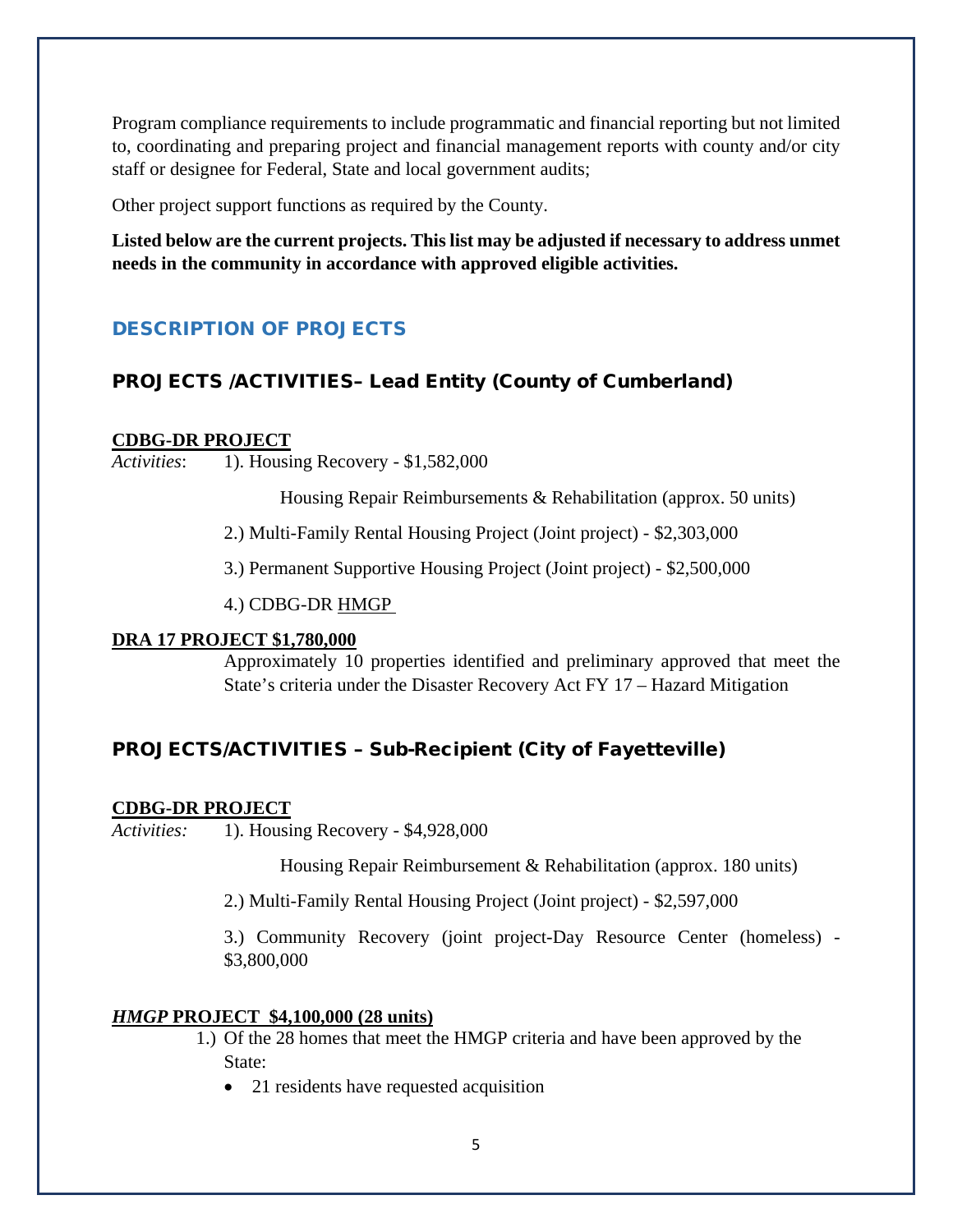Program compliance requirements to include programmatic and financial reporting but not limited to, coordinating and preparing project and financial management reports with county and/or city staff or designee for Federal, State and local government audits;

Other project support functions as required by the County.

**Listed below are the current projects. This list may be adjusted if necessary to address unmet needs in the community in accordance with approved eligible activities.**

## DESCRIPTION OF PROJECTS

### PROJECTS /ACTIVITIES– Lead Entity (County of Cumberland)

**CDBG-DR PROJECT**

*Activities*: 1). Housing Recovery - $1,582,000

Housing Repair Reimbursements & Rehabilitation (approx. 50 units)

2.) Multi-Family Rental Housing Project (Joint project) - $2,303,000

3.) Permanent Supportive Housing Project (Joint project) - $2,500,000

4.) CDBG-DR HMGP

**DRA 17 PROJECT $1,780,000**

Approximately 10 properties identified and preliminary approved that meet the State's criteria under the Disaster Recovery Act FY 17 – Hazard Mitigation

### PROJECTS/ACTIVITIES – Sub-Recipient (City of Fayetteville)

**CDBG-DR PROJECT**

*Activities:* 1). Housing Recovery - $4,928,000

Housing Repair Reimbursement & Rehabilitation (approx. 180 units)

2.) Multi-Family Rental Housing Project (Joint project) - $2,597,000

3.) Community Recovery (joint project-Day Resource Center (homeless) - $3,800,000

***HMGP* PROJECT $4,100,000 (28 units)**

1.) Of the 28 homes that meet the HMGP criteria and have been approved by the State:

- 21 residents have requested acquisition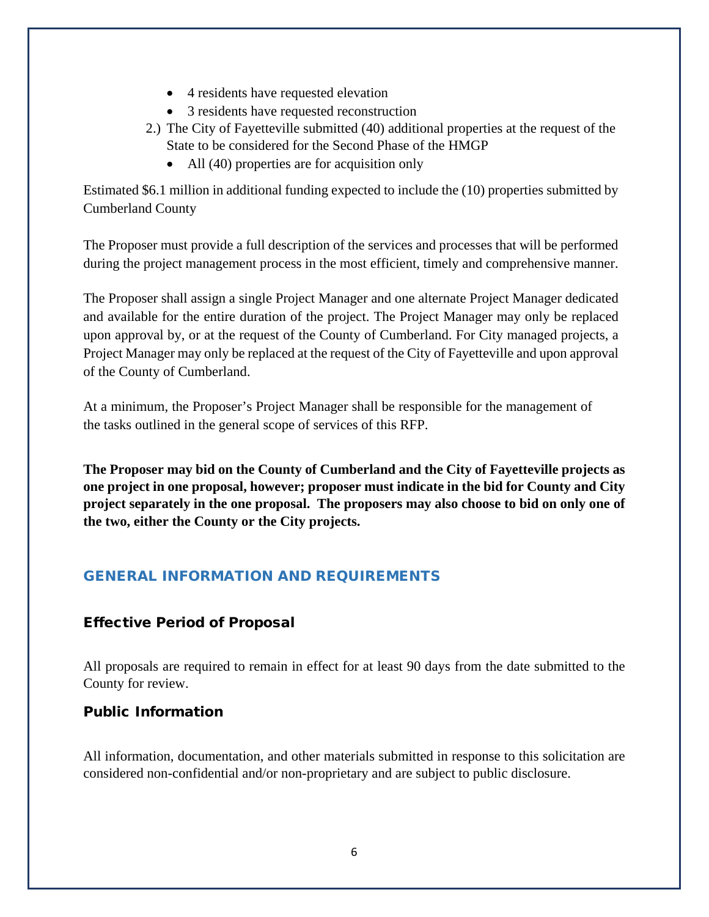- 4 residents have requested elevation
- 3 residents have requested reconstruction

2.) The City of Fayetteville submitted (40) additional properties at the request of the State to be considered for the Second Phase of the HMGP

- All (40) properties are for acquisition only

Estimated $6.1 million in additional funding expected to include the (10) properties submitted by Cumberland County

The Proposer must provide a full description of the services and processes that will be performed during the project management process in the most efficient, timely and comprehensive manner.

The Proposer shall assign a single Project Manager and one alternate Project Manager dedicated and available for the entire duration of the project. The Project Manager may only be replaced upon approval by, or at the request of the County of Cumberland. For City managed projects, a Project Manager may only be replaced at the request of the City of Fayetteville and upon approval of the County of Cumberland.

At a minimum, the Proposer's Project Manager shall be responsible for the management of the tasks outlined in the general scope of services of this RFP.

**The Proposer may bid on the County of Cumberland and the City of Fayetteville projects as one project in one proposal, however; proposer must indicate in the bid for County and City project separately in the one proposal. The proposers may also choose to bid on only one of the two, either the County or the City projects.**

## GENERAL INFORMATION AND REQUIREMENTS

### Effective Period of Proposal

All proposals are required to remain in effect for at least 90 days from the date submitted to the County for review.

### Public Information

All information, documentation, and other materials submitted in response to this solicitation are considered non-confidential and/or non-proprietary and are subject to public disclosure.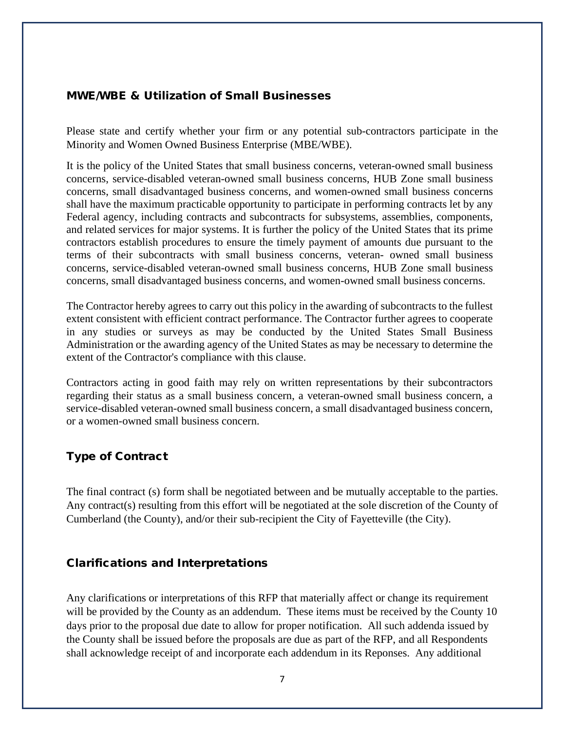## MWE/WBE & Utilization of Small Businesses

Please state and certify whether your firm or any potential sub-contractors participate in the Minority and Women Owned Business Enterprise (MBE/WBE).

It is the policy of the United States that small business concerns, veteran-owned small business concerns, service-disabled veteran-owned small business concerns, HUB Zone small business concerns, small disadvantaged business concerns, and women-owned small business concerns shall have the maximum practicable opportunity to participate in performing contracts let by any Federal agency, including contracts and subcontracts for subsystems, assemblies, components, and related services for major systems. It is further the policy of the United States that its prime contractors establish procedures to ensure the timely payment of amounts due pursuant to the terms of their subcontracts with small business concerns, veteran- owned small business concerns, service-disabled veteran-owned small business concerns, HUB Zone small business concerns, small disadvantaged business concerns, and women-owned small business concerns.

The Contractor hereby agrees to carry out this policy in the awarding of subcontracts to the fullest extent consistent with efficient contract performance. The Contractor further agrees to cooperate in any studies or surveys as may be conducted by the United States Small Business Administration or the awarding agency of the United States as may be necessary to determine the extent of the Contractor's compliance with this clause.

Contractors acting in good faith may rely on written representations by their subcontractors regarding their status as a small business concern, a veteran-owned small business concern, a service-disabled veteran-owned small business concern, a small disadvantaged business concern, or a women-owned small business concern.

## Type of Contract

The final contract (s) form shall be negotiated between and be mutually acceptable to the parties. Any contract(s) resulting from this effort will be negotiated at the sole discretion of the County of Cumberland (the County), and/or their sub-recipient the City of Fayetteville (the City).

## Clarifications and Interpretations

Any clarifications or interpretations of this RFP that materially affect or change its requirement will be provided by the County as an addendum. These items must be received by the County 10 days prior to the proposal due date to allow for proper notification. All such addenda issued by the County shall be issued before the proposals are due as part of the RFP, and all Respondents shall acknowledge receipt of and incorporate each addendum in its Reponses. Any additional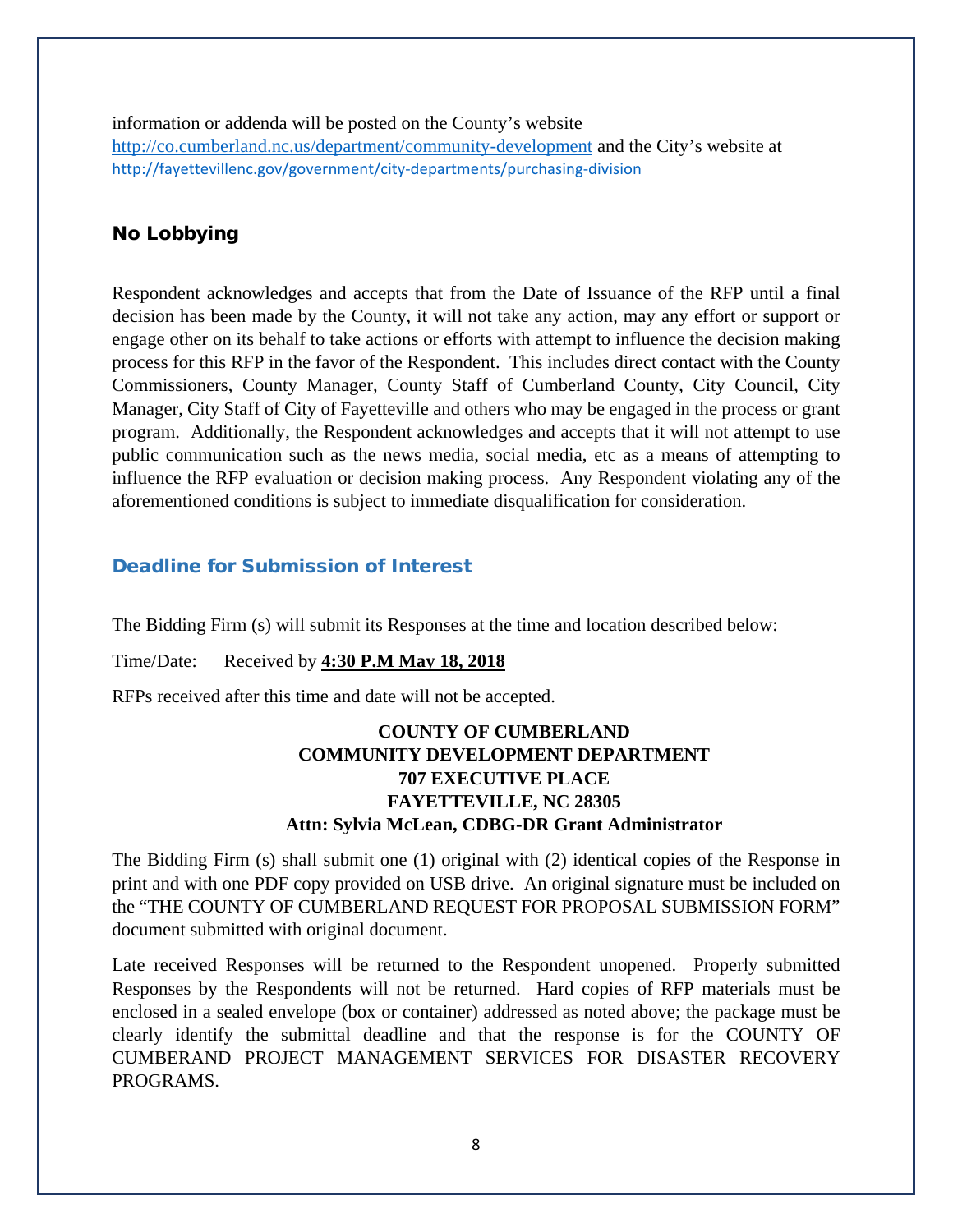information or addenda will be posted on the County's website http://co.cumberland.nc.us/department/community-development and the City's website at http://fayettevillenc.gov/government/city-departments/purchasing-division

## No Lobbying

Respondent acknowledges and accepts that from the Date of Issuance of the RFP until a final decision has been made by the County, it will not take any action, may any effort or support or engage other on its behalf to take actions or efforts with attempt to influence the decision making process for this RFP in the favor of the Respondent. This includes direct contact with the County Commissioners, County Manager, County Staff of Cumberland County, City Council, City Manager, City Staff of City of Fayetteville and others who may be engaged in the process or grant program. Additionally, the Respondent acknowledges and accepts that it will not attempt to use public communication such as the news media, social media, etc as a means of attempting to influence the RFP evaluation or decision making process. Any Respondent violating any of the aforementioned conditions is subject to immediate disqualification for consideration.

## Deadline for Submission of Interest

The Bidding Firm (s) will submit its Responses at the time and location described below:

Time/Date: Received by **4:30 P.M May 18, 2018**

RFPs received after this time and date will not be accepted.

**COUNTY OF CUMBERLAND**
**COMMUNITY DEVELOPMENT DEPARTMENT**
**707 EXECUTIVE PLACE**
**FAYETTEVILLE, NC 28305**
**Attn: Sylvia McLean, CDBG-DR Grant Administrator**

The Bidding Firm (s) shall submit one (1) original with (2) identical copies of the Response in print and with one PDF copy provided on USB drive. An original signature must be included on the "THE COUNTY OF CUMBERLAND REQUEST FOR PROPOSAL SUBMISSION FORM" document submitted with original document.

Late received Responses will be returned to the Respondent unopened. Properly submitted Responses by the Respondents will not be returned. Hard copies of RFP materials must be enclosed in a sealed envelope (box or container) addressed as noted above; the package must be clearly identify the submittal deadline and that the response is for the COUNTY OF CUMBERAND PROJECT MANAGEMENT SERVICES FOR DISASTER RECOVERY PROGRAMS.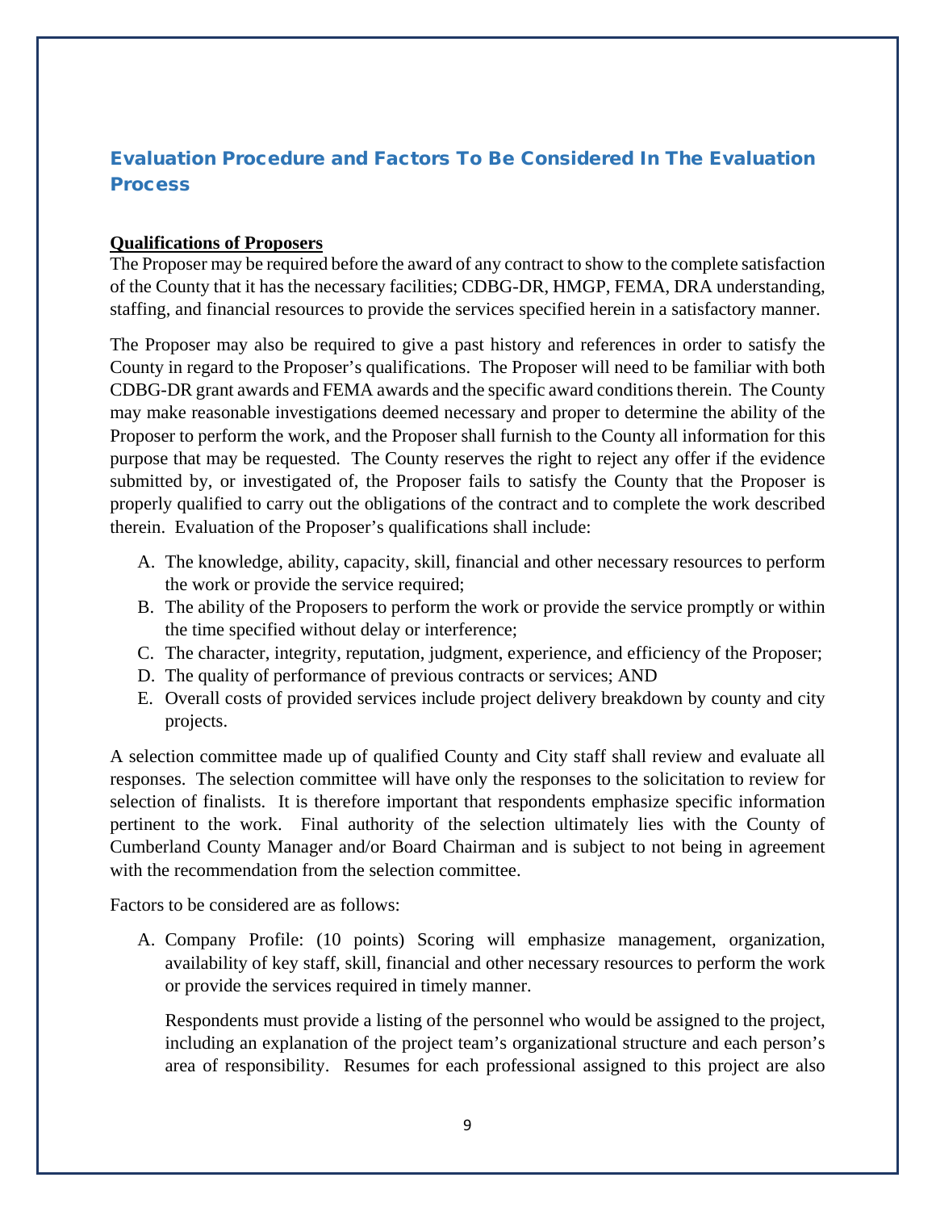## Evaluation Procedure and Factors To Be Considered In The Evaluation Process

**Qualifications of Proposers**

The Proposer may be required before the award of any contract to show to the complete satisfaction of the County that it has the necessary facilities; CDBG-DR, HMGP, FEMA, DRA understanding, staffing, and financial resources to provide the services specified herein in a satisfactory manner.

The Proposer may also be required to give a past history and references in order to satisfy the County in regard to the Proposer's qualifications. The Proposer will need to be familiar with both CDBG-DR grant awards and FEMA awards and the specific award conditions therein. The County may make reasonable investigations deemed necessary and proper to determine the ability of the Proposer to perform the work, and the Proposer shall furnish to the County all information for this purpose that may be requested. The County reserves the right to reject any offer if the evidence submitted by, or investigated of, the Proposer fails to satisfy the County that the Proposer is properly qualified to carry out the obligations of the contract and to complete the work described therein. Evaluation of the Proposer's qualifications shall include:

A. The knowledge, ability, capacity, skill, financial and other necessary resources to perform the work or provide the service required;
B. The ability of the Proposers to perform the work or provide the service promptly or within the time specified without delay or interference;
C. The character, integrity, reputation, judgment, experience, and efficiency of the Proposer;
D. The quality of performance of previous contracts or services; AND
E. Overall costs of provided services include project delivery breakdown by county and city projects.

A selection committee made up of qualified County and City staff shall review and evaluate all responses. The selection committee will have only the responses to the solicitation to review for selection of finalists. It is therefore important that respondents emphasize specific information pertinent to the work. Final authority of the selection ultimately lies with the County of Cumberland County Manager and/or Board Chairman and is subject to not being in agreement with the recommendation from the selection committee.

Factors to be considered are as follows:

A. Company Profile: (10 points) Scoring will emphasize management, organization, availability of key staff, skill, financial and other necessary resources to perform the work or provide the services required in timely manner.

   Respondents must provide a listing of the personnel who would be assigned to the project, including an explanation of the project team's organizational structure and each person's area of responsibility. Resumes for each professional assigned to this project are also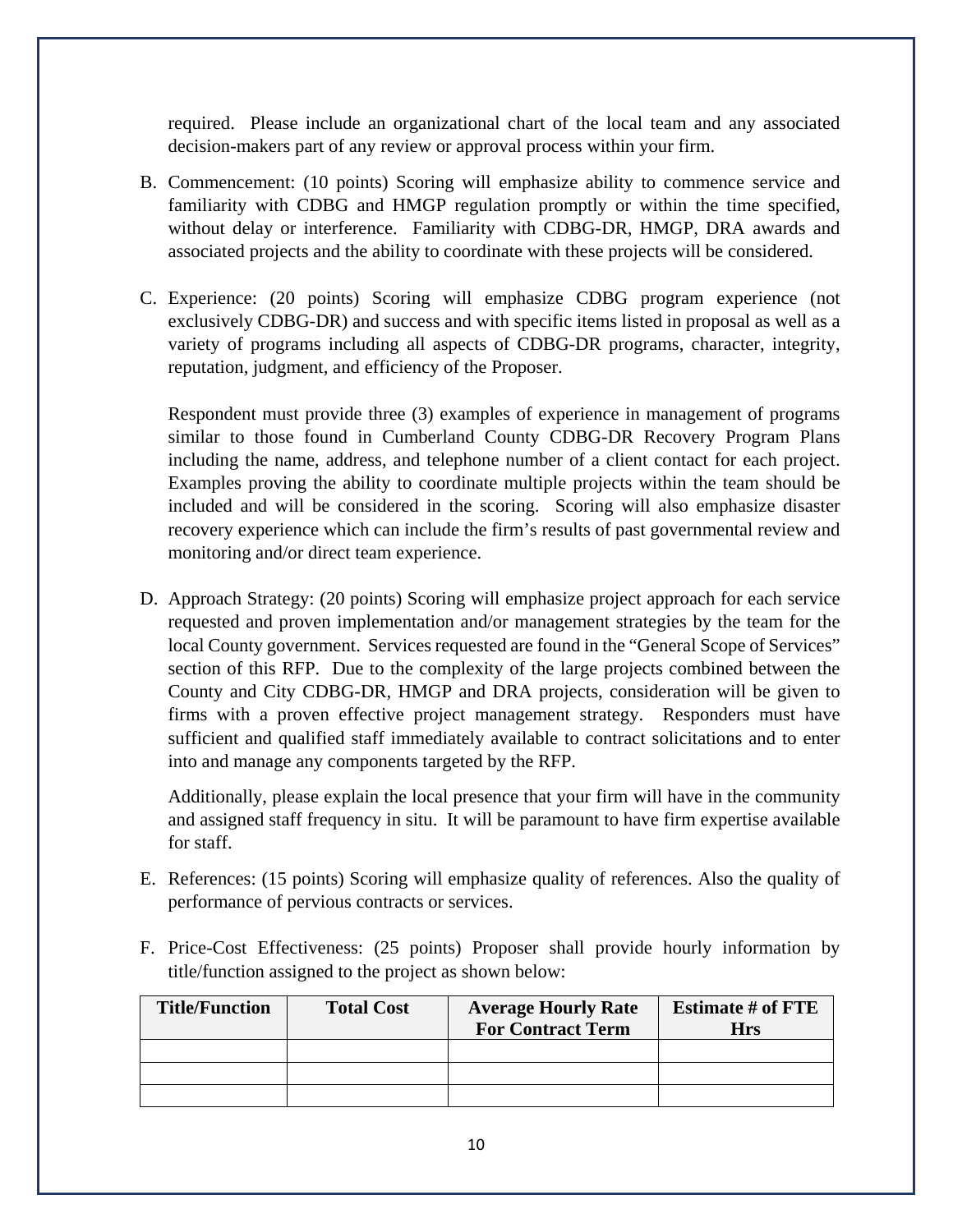required. Please include an organizational chart of the local team and any associated decision-makers part of any review or approval process within your firm.

B. Commencement: (10 points) Scoring will emphasize ability to commence service and familiarity with CDBG and HMGP regulation promptly or within the time specified, without delay or interference. Familiarity with CDBG-DR, HMGP, DRA awards and associated projects and the ability to coordinate with these projects will be considered.

C. Experience: (20 points) Scoring will emphasize CDBG program experience (not exclusively CDBG-DR) and success and with specific items listed in proposal as well as a variety of programs including all aspects of CDBG-DR programs, character, integrity, reputation, judgment, and efficiency of the Proposer.

   Respondent must provide three (3) examples of experience in management of programs similar to those found in Cumberland County CDBG-DR Recovery Program Plans including the name, address, and telephone number of a client contact for each project. Examples proving the ability to coordinate multiple projects within the team should be included and will be considered in the scoring. Scoring will also emphasize disaster recovery experience which can include the firm's results of past governmental review and monitoring and/or direct team experience.

D. Approach Strategy: (20 points) Scoring will emphasize project approach for each service requested and proven implementation and/or management strategies by the team for the local County government. Services requested are found in the "General Scope of Services" section of this RFP. Due to the complexity of the large projects combined between the County and City CDBG-DR, HMGP and DRA projects, consideration will be given to firms with a proven effective project management strategy. Responders must have sufficient and qualified staff immediately available to contract solicitations and to enter into and manage any components targeted by the RFP.

   Additionally, please explain the local presence that your firm will have in the community and assigned staff frequency in situ. It will be paramount to have firm expertise available for staff.

E. References: (15 points) Scoring will emphasize quality of references. Also the quality of performance of pervious contracts or services.

F. Price-Cost Effectiveness: (25 points) Proposer shall provide hourly information by title/function assigned to the project as shown below:

| Title/Function | Total Cost | Average Hourly Rate For Contract Term | Estimate # of FTE Hrs |
|---|---|---|---|
| | | | |
| | | | |
| | | | |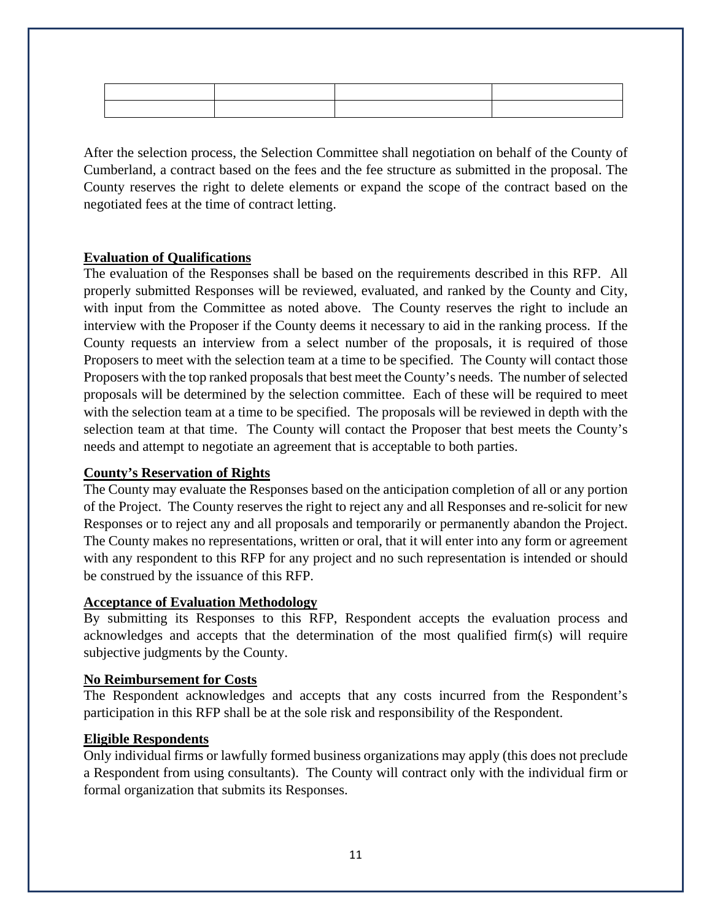| | | | |
|---|---|---|---|
| | | | |

After the selection process, the Selection Committee shall negotiation on behalf of the County of Cumberland, a contract based on the fees and the fee structure as submitted in the proposal. The County reserves the right to delete elements or expand the scope of the contract based on the negotiated fees at the time of contract letting.

**Evaluation of Qualifications**

The evaluation of the Responses shall be based on the requirements described in this RFP. All properly submitted Responses will be reviewed, evaluated, and ranked by the County and City, with input from the Committee as noted above. The County reserves the right to include an interview with the Proposer if the County deems it necessary to aid in the ranking process. If the County requests an interview from a select number of the proposals, it is required of those Proposers to meet with the selection team at a time to be specified. The County will contact those Proposers with the top ranked proposals that best meet the County's needs. The number of selected proposals will be determined by the selection committee. Each of these will be required to meet with the selection team at a time to be specified. The proposals will be reviewed in depth with the selection team at that time. The County will contact the Proposer that best meets the County's needs and attempt to negotiate an agreement that is acceptable to both parties.

**County's Reservation of Rights**

The County may evaluate the Responses based on the anticipation completion of all or any portion of the Project. The County reserves the right to reject any and all Responses and re-solicit for new Responses or to reject any and all proposals and temporarily or permanently abandon the Project. The County makes no representations, written or oral, that it will enter into any form or agreement with any respondent to this RFP for any project and no such representation is intended or should be construed by the issuance of this RFP.

**Acceptance of Evaluation Methodology**

By submitting its Responses to this RFP, Respondent accepts the evaluation process and acknowledges and accepts that the determination of the most qualified firm(s) will require subjective judgments by the County.

**No Reimbursement for Costs**

The Respondent acknowledges and accepts that any costs incurred from the Respondent's participation in this RFP shall be at the sole risk and responsibility of the Respondent.

**Eligible Respondents**

Only individual firms or lawfully formed business organizations may apply (this does not preclude a Respondent from using consultants). The County will contract only with the individual firm or formal organization that submits its Responses.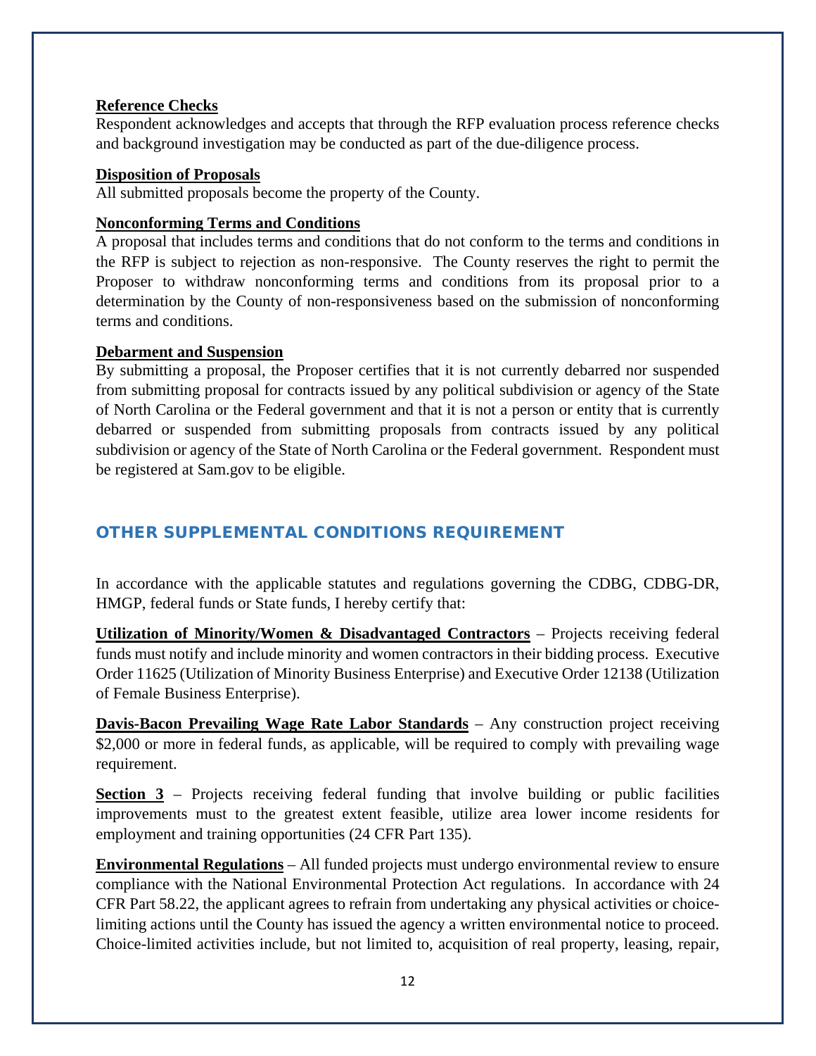**Reference Checks**

Respondent acknowledges and accepts that through the RFP evaluation process reference checks and background investigation may be conducted as part of the due-diligence process.

**Disposition of Proposals**

All submitted proposals become the property of the County.

**Nonconforming Terms and Conditions**

A proposal that includes terms and conditions that do not conform to the terms and conditions in the RFP is subject to rejection as non-responsive. The County reserves the right to permit the Proposer to withdraw nonconforming terms and conditions from its proposal prior to a determination by the County of non-responsiveness based on the submission of nonconforming terms and conditions.

**Debarment and Suspension**

By submitting a proposal, the Proposer certifies that it is not currently debarred nor suspended from submitting proposal for contracts issued by any political subdivision or agency of the State of North Carolina or the Federal government and that it is not a person or entity that is currently debarred or suspended from submitting proposals from contracts issued by any political subdivision or agency of the State of North Carolina or the Federal government. Respondent must be registered at Sam.gov to be eligible.

## OTHER SUPPLEMENTAL CONDITIONS REQUIREMENT

In accordance with the applicable statutes and regulations governing the CDBG, CDBG-DR, HMGP, federal funds or State funds, I hereby certify that:

**Utilization of Minority/Women & Disadvantaged Contractors** – Projects receiving federal funds must notify and include minority and women contractors in their bidding process. Executive Order 11625 (Utilization of Minority Business Enterprise) and Executive Order 12138 (Utilization of Female Business Enterprise).

**Davis-Bacon Prevailing Wage Rate Labor Standards** – Any construction project receiving $2,000 or more in federal funds, as applicable, will be required to comply with prevailing wage requirement.

**Section 3** – Projects receiving federal funding that involve building or public facilities improvements must to the greatest extent feasible, utilize area lower income residents for employment and training opportunities (24 CFR Part 135).

**Environmental Regulations** – All funded projects must undergo environmental review to ensure compliance with the National Environmental Protection Act regulations. In accordance with 24 CFR Part 58.22, the applicant agrees to refrain from undertaking any physical activities or choice-limiting actions until the County has issued the agency a written environmental notice to proceed. Choice-limited activities include, but not limited to, acquisition of real property, leasing, repair,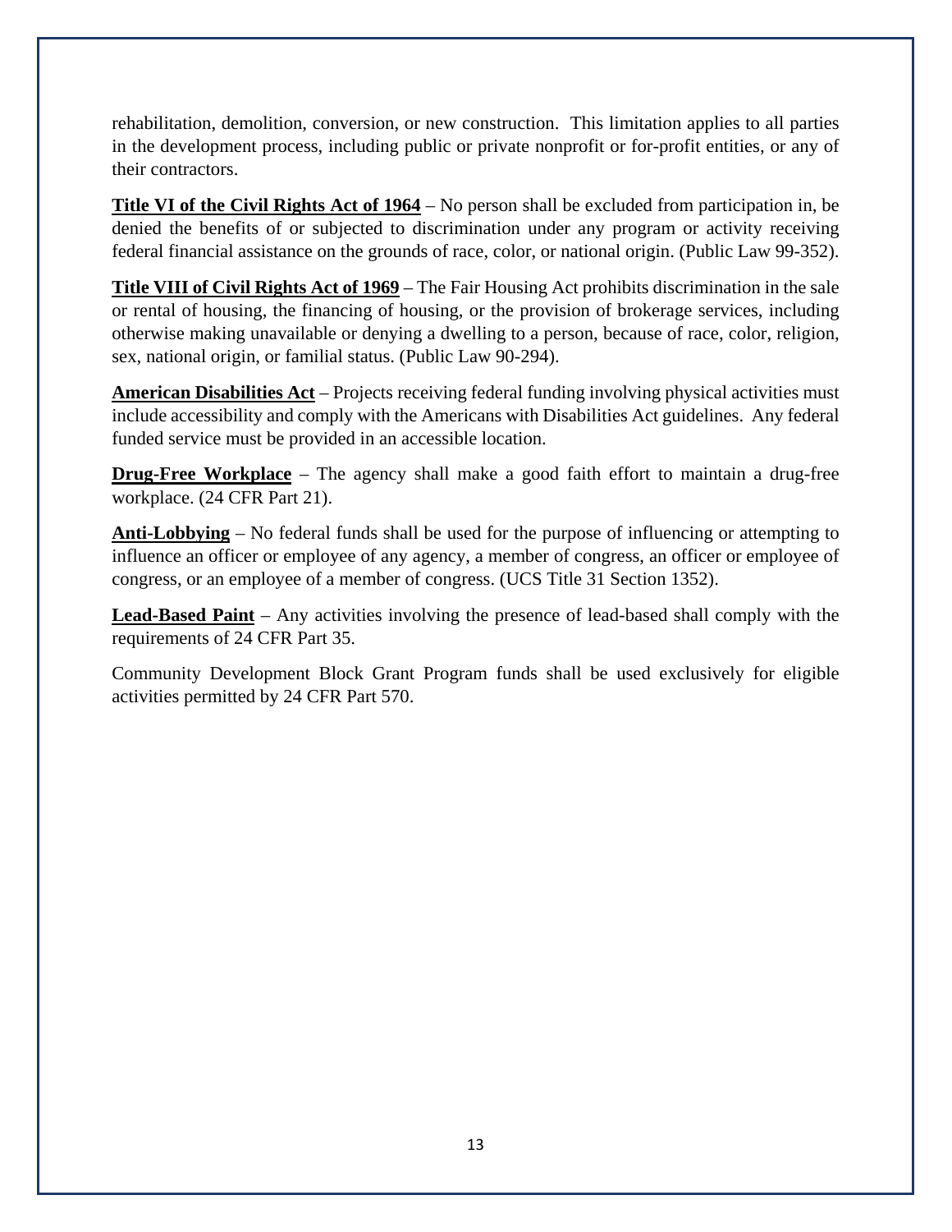rehabilitation, demolition, conversion, or new construction. This limitation applies to all parties in the development process, including public or private nonprofit or for-profit entities, or any of their contractors.

**Title VI of the Civil Rights Act of 1964** – No person shall be excluded from participation in, be denied the benefits of or subjected to discrimination under any program or activity receiving federal financial assistance on the grounds of race, color, or national origin. (Public Law 99-352).

**Title VIII of Civil Rights Act of 1969** – The Fair Housing Act prohibits discrimination in the sale or rental of housing, the financing of housing, or the provision of brokerage services, including otherwise making unavailable or denying a dwelling to a person, because of race, color, religion, sex, national origin, or familial status. (Public Law 90-294).

**American Disabilities Act** – Projects receiving federal funding involving physical activities must include accessibility and comply with the Americans with Disabilities Act guidelines. Any federal funded service must be provided in an accessible location.

**Drug-Free Workplace** – The agency shall make a good faith effort to maintain a drug-free workplace. (24 CFR Part 21).

**Anti-Lobbying** – No federal funds shall be used for the purpose of influencing or attempting to influence an officer or employee of any agency, a member of congress, an officer or employee of congress, or an employee of a member of congress. (UCS Title 31 Section 1352).

**Lead-Based Paint** – Any activities involving the presence of lead-based shall comply with the requirements of 24 CFR Part 35.

Community Development Block Grant Program funds shall be used exclusively for eligible activities permitted by 24 CFR Part 570.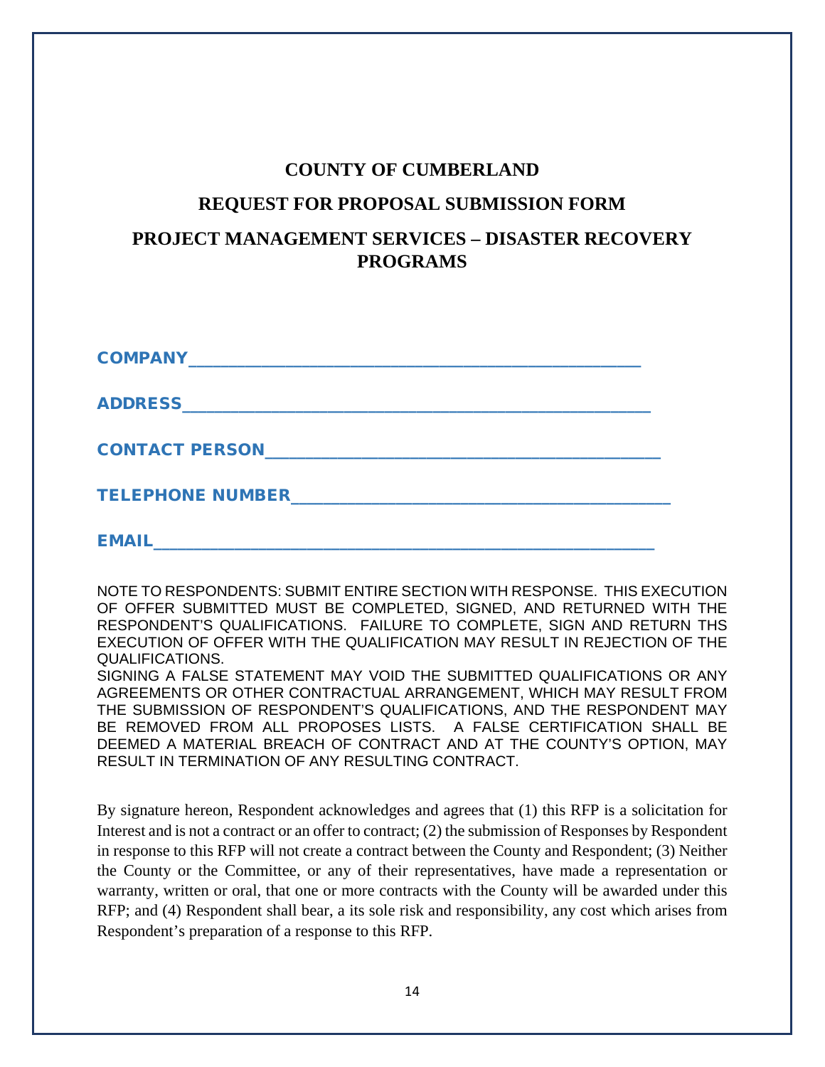# COUNTY OF CUMBERLAND

## REQUEST FOR PROPOSAL SUBMISSION FORM

## PROJECT MANAGEMENT SERVICES – DISASTER RECOVERY PROGRAMS

**COMPANY**_____________________________________________

**ADDRESS**_____________________________________________

**CONTACT PERSON**_______________________________________

**TELEPHONE NUMBER**_____________________________________

**EMAIL**_______________________________________________

NOTE TO RESPONDENTS: SUBMIT ENTIRE SECTION WITH RESPONSE. THIS EXECUTION OF OFFER SUBMITTED MUST BE COMPLETED, SIGNED, AND RETURNED WITH THE RESPONDENT'S QUALIFICATIONS. FAILURE TO COMPLETE, SIGN AND RETURN THS EXECUTION OF OFFER WITH THE QUALIFICATION MAY RESULT IN REJECTION OF THE QUALIFICATIONS.
SIGNING A FALSE STATEMENT MAY VOID THE SUBMITTED QUALIFICATIONS OR ANY AGREEMENTS OR OTHER CONTRACTUAL ARRANGEMENT, WHICH MAY RESULT FROM THE SUBMISSION OF RESPONDENT'S QUALIFICATIONS, AND THE RESPONDENT MAY BE REMOVED FROM ALL PROPOSES LISTS. A FALSE CERTIFICATION SHALL BE DEEMED A MATERIAL BREACH OF CONTRACT AND AT THE COUNTY'S OPTION, MAY RESULT IN TERMINATION OF ANY RESULTING CONTRACT.

By signature hereon, Respondent acknowledges and agrees that (1) this RFP is a solicitation for Interest and is not a contract or an offer to contract; (2) the submission of Responses by Respondent in response to this RFP will not create a contract between the County and Respondent; (3) Neither the County or the Committee, or any of their representatives, have made a representation or warranty, written or oral, that one or more contracts with the County will be awarded under this RFP; and (4) Respondent shall bear, a its sole risk and responsibility, any cost which arises from Respondent's preparation of a response to this RFP.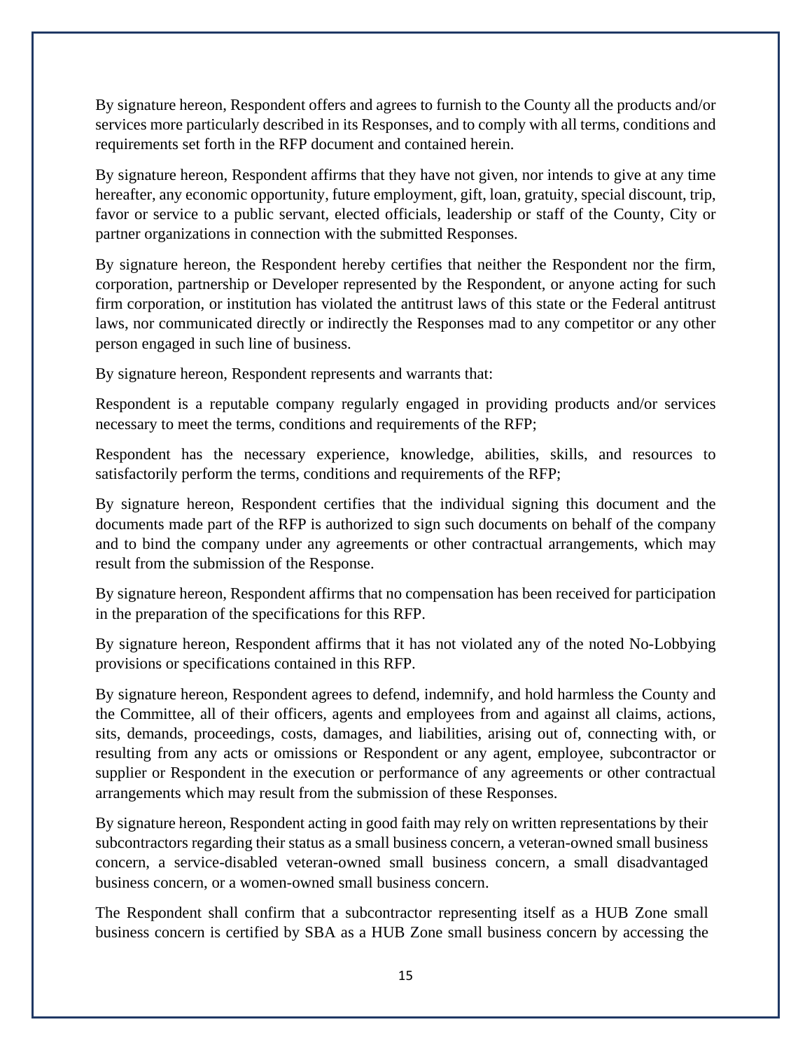By signature hereon, Respondent offers and agrees to furnish to the County all the products and/or services more particularly described in its Responses, and to comply with all terms, conditions and requirements set forth in the RFP document and contained herein.

By signature hereon, Respondent affirms that they have not given, nor intends to give at any time hereafter, any economic opportunity, future employment, gift, loan, gratuity, special discount, trip, favor or service to a public servant, elected officials, leadership or staff of the County, City or partner organizations in connection with the submitted Responses.

By signature hereon, the Respondent hereby certifies that neither the Respondent nor the firm, corporation, partnership or Developer represented by the Respondent, or anyone acting for such firm corporation, or institution has violated the antitrust laws of this state or the Federal antitrust laws, nor communicated directly or indirectly the Responses mad to any competitor or any other person engaged in such line of business.

By signature hereon, Respondent represents and warrants that:

Respondent is a reputable company regularly engaged in providing products and/or services necessary to meet the terms, conditions and requirements of the RFP;

Respondent has the necessary experience, knowledge, abilities, skills, and resources to satisfactorily perform the terms, conditions and requirements of the RFP;

By signature hereon, Respondent certifies that the individual signing this document and the documents made part of the RFP is authorized to sign such documents on behalf of the company and to bind the company under any agreements or other contractual arrangements, which may result from the submission of the Response.

By signature hereon, Respondent affirms that no compensation has been received for participation in the preparation of the specifications for this RFP.

By signature hereon, Respondent affirms that it has not violated any of the noted No-Lobbying provisions or specifications contained in this RFP.

By signature hereon, Respondent agrees to defend, indemnify, and hold harmless the County and the Committee, all of their officers, agents and employees from and against all claims, actions, sits, demands, proceedings, costs, damages, and liabilities, arising out of, connecting with, or resulting from any acts or omissions or Respondent or any agent, employee, subcontractor or supplier or Respondent in the execution or performance of any agreements or other contractual arrangements which may result from the submission of these Responses.

By signature hereon, Respondent acting in good faith may rely on written representations by their subcontractors regarding their status as a small business concern, a veteran-owned small business concern, a service-disabled veteran-owned small business concern, a small disadvantaged business concern, or a women-owned small business concern.

The Respondent shall confirm that a subcontractor representing itself as a HUB Zone small business concern is certified by SBA as a HUB Zone small business concern by accessing the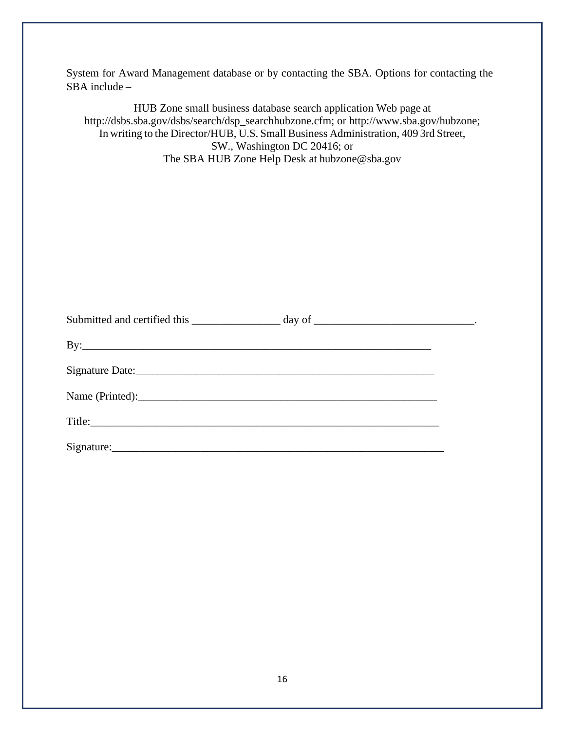System for Award Management database or by contacting the SBA. Options for contacting the SBA include –

HUB Zone small business database search application Web page at http://dsbs.sba.gov/dsbs/search/dsp_searchhubzone.cfm; or http://www.sba.gov/hubzone;
In writing to the Director/HUB, U.S. Small Business Administration, 409 3rd Street, SW., Washington DC 20416; or
The SBA HUB Zone Help Desk at hubzone@sba.gov

Submitted and certified this ________________ day of _____________________________.

By:_________________________________________________________________

Signature Date:_______________________________________________________

Name (Printed):______________________________________________________

Title:________________________________________________________________

Signature:____________________________________________________________